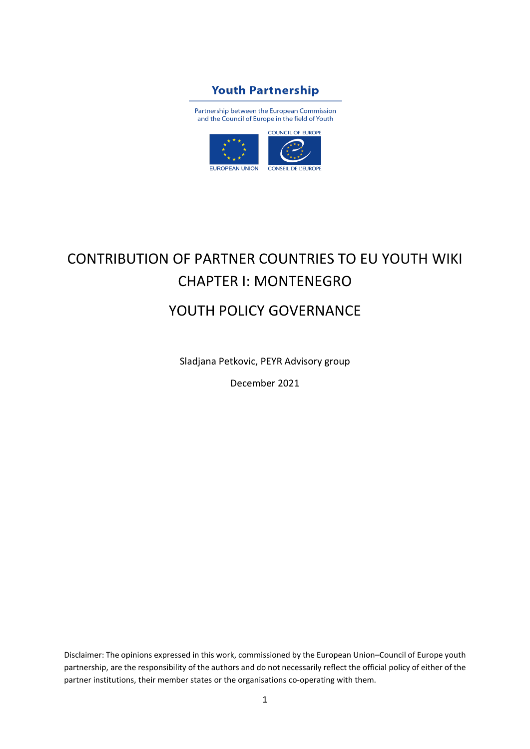Youth Partnership

Partnership between the European Commission and the Council of Europe in the field of Youth

EUROPEAN UNION

COUNCIL OF EUROPE
CONSEIL DE L'EUROPE

# CONTRIBUTION OF PARTNER COUNTRIES TO EU YOUTH WIKI CHAPTER I: MONTENEGRO

# YOUTH POLICY GOVERNANCE

Sladjana Petkovic, PEYR Advisory group

December 2021

Disclaimer: The opinions expressed in this work, commissioned by the European Union–Council of Europe youth partnership, are the responsibility of the authors and do not necessarily reflect the official policy of either of the partner institutions, their member states or the organisations co-operating with them.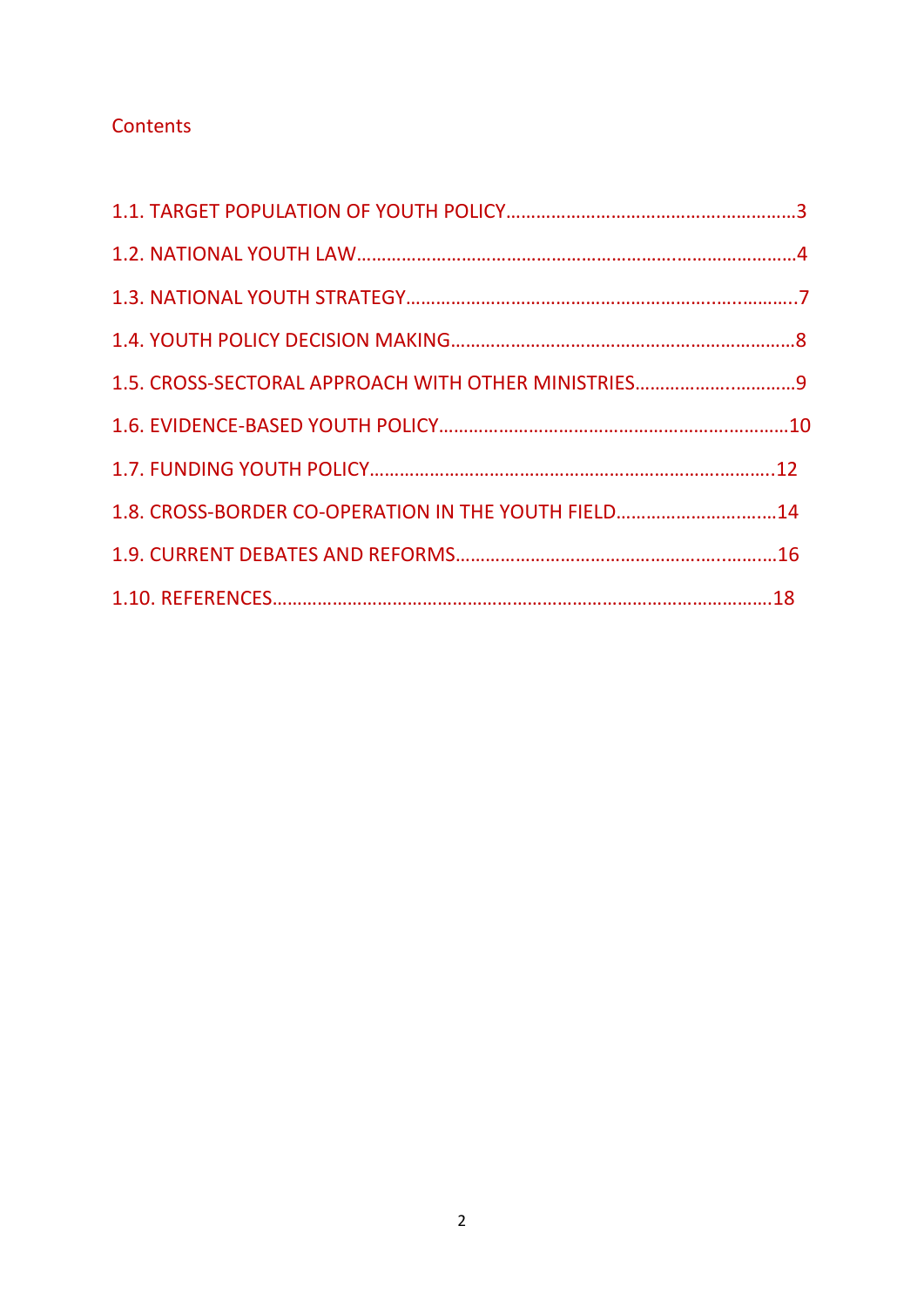# Contents

1.1. TARGET POPULATION OF YOUTH POLICY……………………………………………….3

1.2. NATIONAL YOUTH LAW……………………………………………………………………………4

1.3. NATIONAL YOUTH STRATEGY…………………………………………………………………..7

1.4. YOUTH POLICY DECISION MAKING……………………………………………………………8

1.5. CROSS-SECTORAL APPROACH WITH OTHER MINISTRIES…………………………9

1.6. EVIDENCE-BASED YOUTH POLICY……………………………………………………………10

1.7. FUNDING YOUTH POLICY………………………………………………………………………..12

1.8. CROSS-BORDER CO-OPERATION IN THE YOUTH FIELD…………………………14

1.9. CURRENT DEBATES AND REFORMS…………………………………………………………16

1.10. REFERENCES……………………………………………………………………………………………18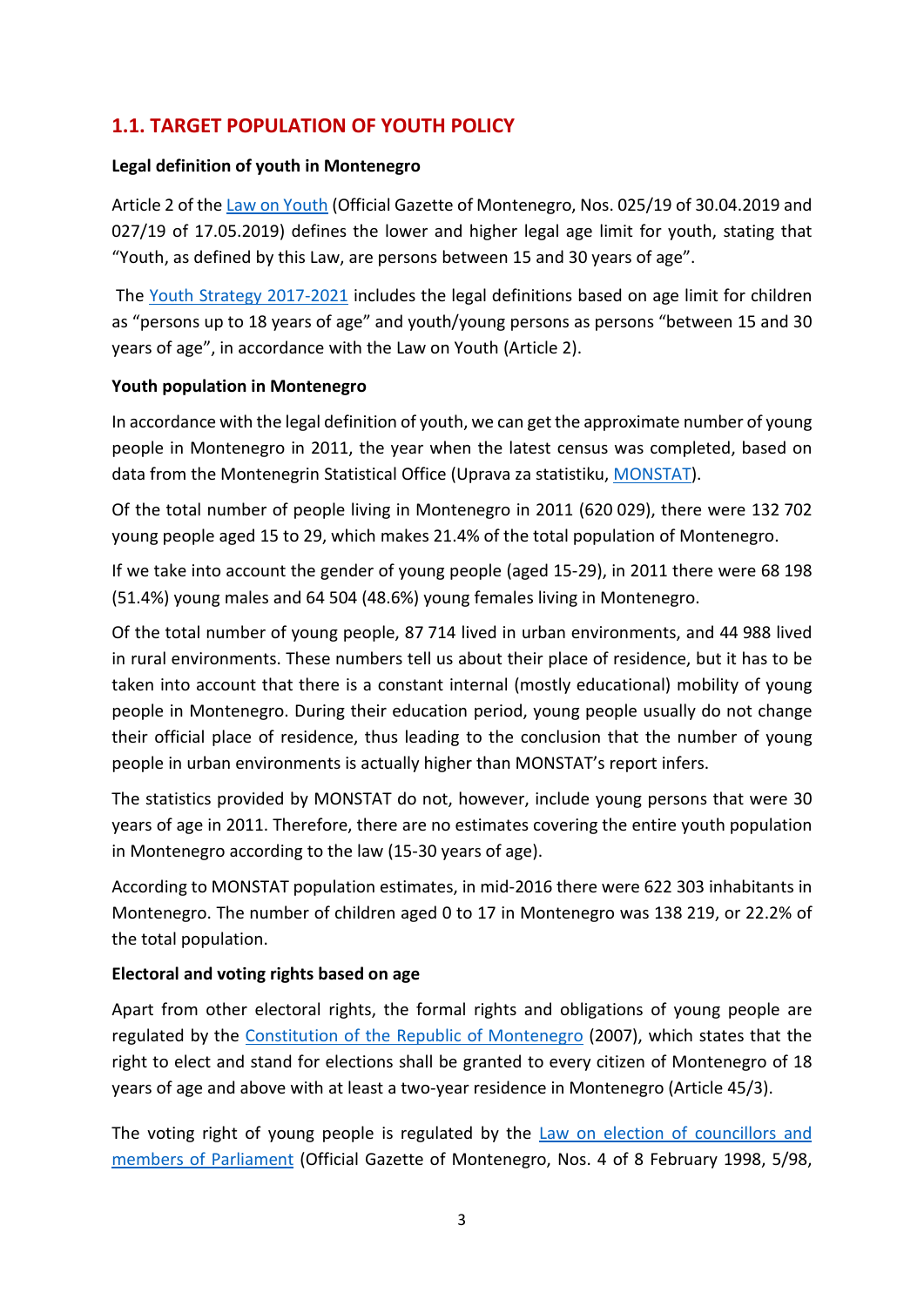## 1.1. TARGET POPULATION OF YOUTH POLICY

**Legal definition of youth in Montenegro**

Article 2 of the Law on Youth (Official Gazette of Montenegro, Nos. 025/19 of 30.04.2019 and 027/19 of 17.05.2019) defines the lower and higher legal age limit for youth, stating that "Youth, as defined by this Law, are persons between 15 and 30 years of age".

The Youth Strategy 2017-2021 includes the legal definitions based on age limit for children as "persons up to 18 years of age" and youth/young persons as persons "between 15 and 30 years of age", in accordance with the Law on Youth (Article 2).

**Youth population in Montenegro**

In accordance with the legal definition of youth, we can get the approximate number of young people in Montenegro in 2011, the year when the latest census was completed, based on data from the Montenegrin Statistical Office (Uprava za statistiku, MONSTAT).

Of the total number of people living in Montenegro in 2011 (620 029), there were 132 702 young people aged 15 to 29, which makes 21.4% of the total population of Montenegro.

If we take into account the gender of young people (aged 15-29), in 2011 there were 68 198 (51.4%) young males and 64 504 (48.6%) young females living in Montenegro.

Of the total number of young people, 87 714 lived in urban environments, and 44 988 lived in rural environments. These numbers tell us about their place of residence, but it has to be taken into account that there is a constant internal (mostly educational) mobility of young people in Montenegro. During their education period, young people usually do not change their official place of residence, thus leading to the conclusion that the number of young people in urban environments is actually higher than MONSTAT's report infers.

The statistics provided by MONSTAT do not, however, include young persons that were 30 years of age in 2011. Therefore, there are no estimates covering the entire youth population in Montenegro according to the law (15-30 years of age).

According to MONSTAT population estimates, in mid-2016 there were 622 303 inhabitants in Montenegro. The number of children aged 0 to 17 in Montenegro was 138 219, or 22.2% of the total population.

**Electoral and voting rights based on age**

Apart from other electoral rights, the formal rights and obligations of young people are regulated by the Constitution of the Republic of Montenegro (2007), which states that the right to elect and stand for elections shall be granted to every citizen of Montenegro of 18 years of age and above with at least a two-year residence in Montenegro (Article 45/3).

The voting right of young people is regulated by the Law on election of councillors and members of Parliament (Official Gazette of Montenegro, Nos. 4 of 8 February 1998, 5/98,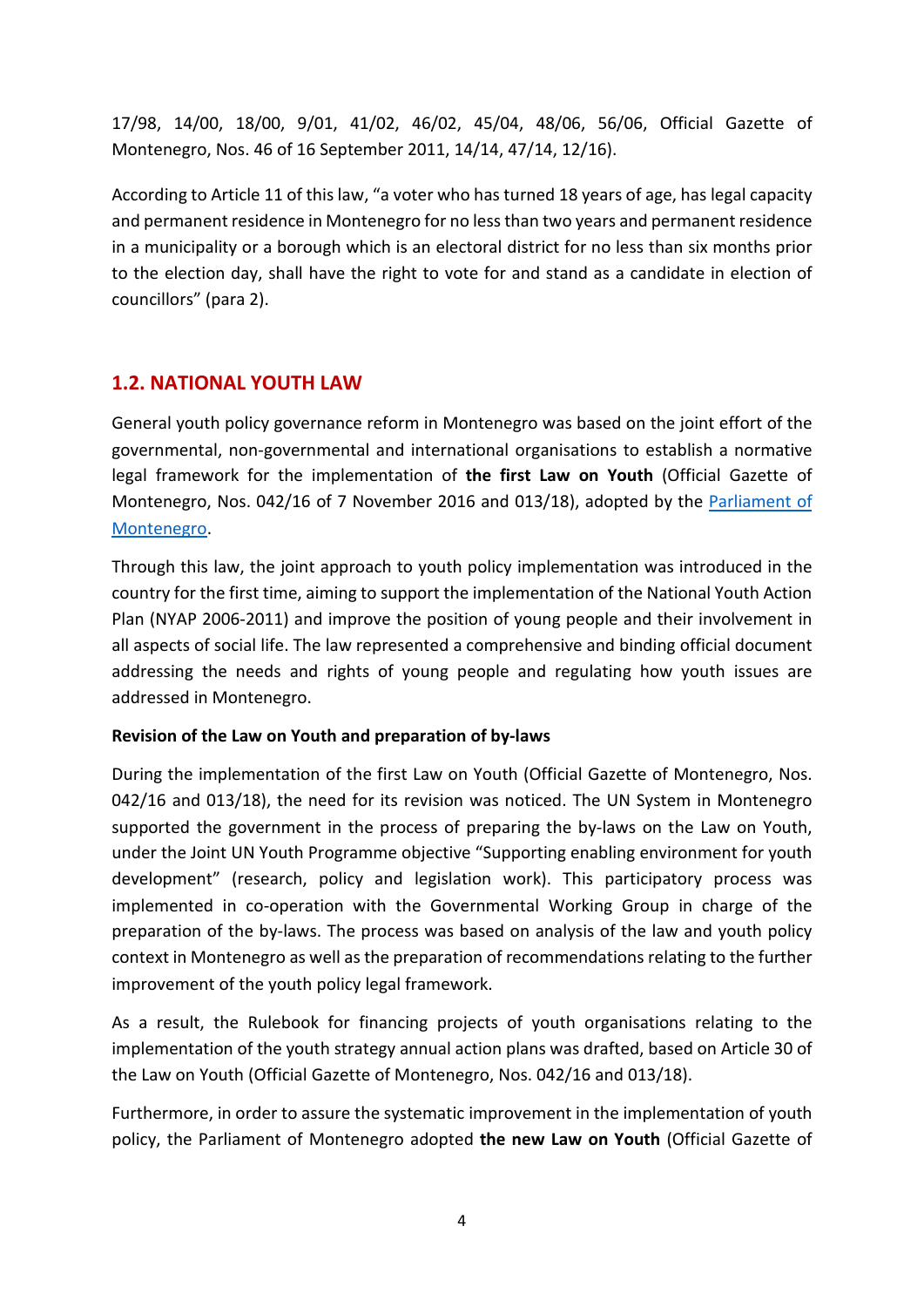17/98, 14/00, 18/00, 9/01, 41/02, 46/02, 45/04, 48/06, 56/06, Official Gazette of Montenegro, Nos. 46 of 16 September 2011, 14/14, 47/14, 12/16).

According to Article 11 of this law, "a voter who has turned 18 years of age, has legal capacity and permanent residence in Montenegro for no less than two years and permanent residence in a municipality or a borough which is an electoral district for no less than six months prior to the election day, shall have the right to vote for and stand as a candidate in election of councillors" (para 2).

## 1.2. NATIONAL YOUTH LAW

General youth policy governance reform in Montenegro was based on the joint effort of the governmental, non-governmental and international organisations to establish a normative legal framework for the implementation of **the first Law on Youth** (Official Gazette of Montenegro, Nos. 042/16 of 7 November 2016 and 013/18), adopted by the Parliament of Montenegro.

Through this law, the joint approach to youth policy implementation was introduced in the country for the first time, aiming to support the implementation of the National Youth Action Plan (NYAP 2006-2011) and improve the position of young people and their involvement in all aspects of social life. The law represented a comprehensive and binding official document addressing the needs and rights of young people and regulating how youth issues are addressed in Montenegro.

**Revision of the Law on Youth and preparation of by-laws**

During the implementation of the first Law on Youth (Official Gazette of Montenegro, Nos. 042/16 and 013/18), the need for its revision was noticed. The UN System in Montenegro supported the government in the process of preparing the by-laws on the Law on Youth, under the Joint UN Youth Programme objective "Supporting enabling environment for youth development" (research, policy and legislation work). This participatory process was implemented in co-operation with the Governmental Working Group in charge of the preparation of the by-laws. The process was based on analysis of the law and youth policy context in Montenegro as well as the preparation of recommendations relating to the further improvement of the youth policy legal framework.

As a result, the Rulebook for financing projects of youth organisations relating to the implementation of the youth strategy annual action plans was drafted, based on Article 30 of the Law on Youth (Official Gazette of Montenegro, Nos. 042/16 and 013/18).

Furthermore, in order to assure the systematic improvement in the implementation of youth policy, the Parliament of Montenegro adopted **the new Law on Youth** (Official Gazette of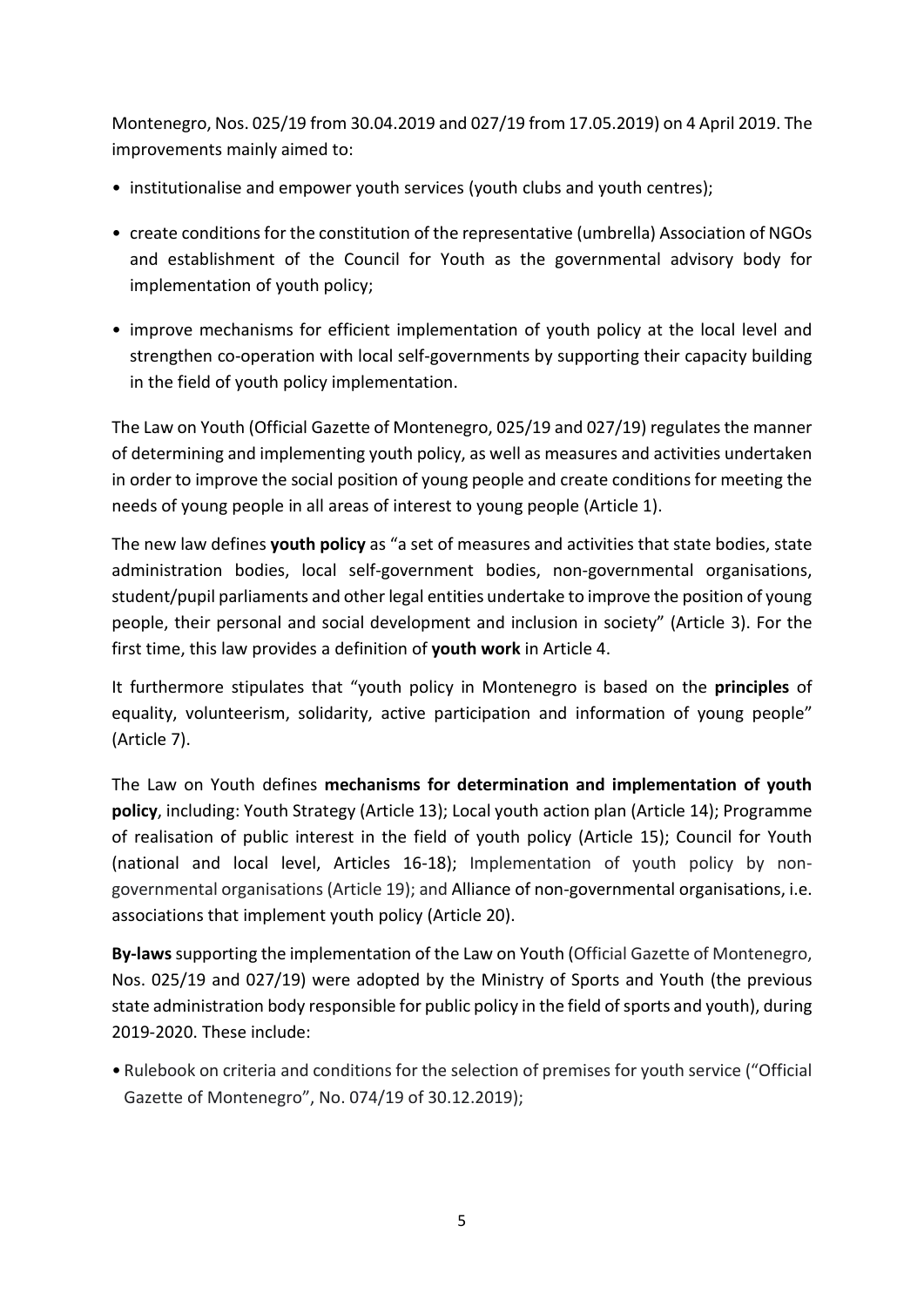Montenegro, Nos. 025/19 from 30.04.2019 and 027/19 from 17.05.2019) on 4 April 2019. The improvements mainly aimed to:

- institutionalise and empower youth services (youth clubs and youth centres);
- create conditions for the constitution of the representative (umbrella) Association of NGOs and establishment of the Council for Youth as the governmental advisory body for implementation of youth policy;
- improve mechanisms for efficient implementation of youth policy at the local level and strengthen co-operation with local self-governments by supporting their capacity building in the field of youth policy implementation.

The Law on Youth (Official Gazette of Montenegro, 025/19 and 027/19) regulates the manner of determining and implementing youth policy, as well as measures and activities undertaken in order to improve the social position of young people and create conditions for meeting the needs of young people in all areas of interest to young people (Article 1).

The new law defines **youth policy** as "a set of measures and activities that state bodies, state administration bodies, local self-government bodies, non-governmental organisations, student/pupil parliaments and other legal entities undertake to improve the position of young people, their personal and social development and inclusion in society" (Article 3). For the first time, this law provides a definition of **youth work** in Article 4.

It furthermore stipulates that "youth policy in Montenegro is based on the **principles** of equality, volunteerism, solidarity, active participation and information of young people" (Article 7).

The Law on Youth defines **mechanisms for determination and implementation of youth policy**, including: Youth Strategy (Article 13); Local youth action plan (Article 14); Programme of realisation of public interest in the field of youth policy (Article 15); Council for Youth (national and local level, Articles 16-18); Implementation of youth policy by non-governmental organisations (Article 19); and Alliance of non-governmental organisations, i.e. associations that implement youth policy (Article 20).

**By-laws** supporting the implementation of the Law on Youth (Official Gazette of Montenegro, Nos. 025/19 and 027/19) were adopted by the Ministry of Sports and Youth (the previous state administration body responsible for public policy in the field of sports and youth), during 2019-2020. These include:

- Rulebook on criteria and conditions for the selection of premises for youth service ("Official Gazette of Montenegro", No. 074/19 of 30.12.2019);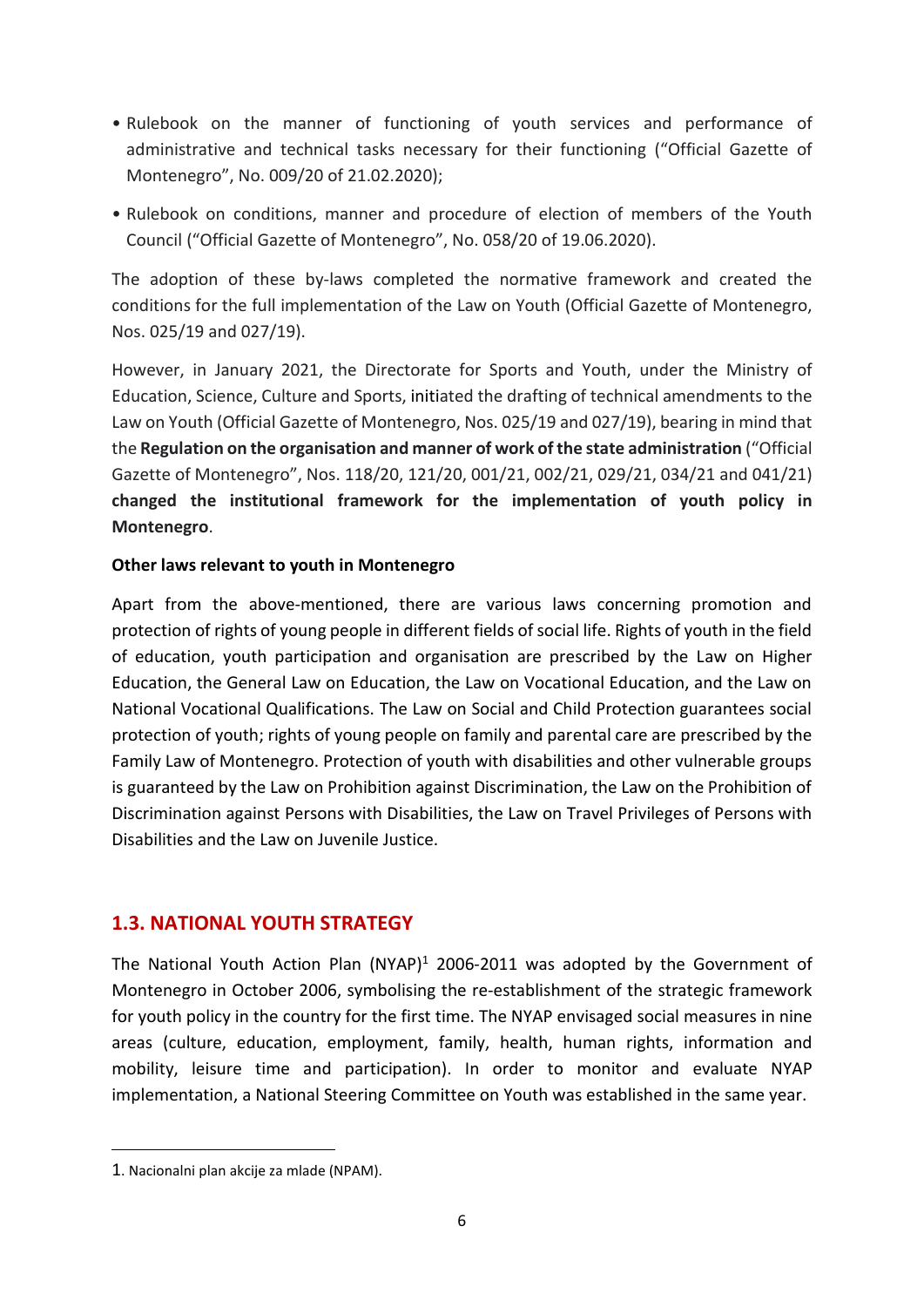- Rulebook on the manner of functioning of youth services and performance of administrative and technical tasks necessary for their functioning ("Official Gazette of Montenegro", No. 009/20 of 21.02.2020);
- Rulebook on conditions, manner and procedure of election of members of the Youth Council ("Official Gazette of Montenegro", No. 058/20 of 19.06.2020).

The adoption of these by-laws completed the normative framework and created the conditions for the full implementation of the Law on Youth (Official Gazette of Montenegro, Nos. 025/19 and 027/19).

However, in January 2021, the Directorate for Sports and Youth, under the Ministry of Education, Science, Culture and Sports, initiated the drafting of technical amendments to the Law on Youth (Official Gazette of Montenegro, Nos. 025/19 and 027/19), bearing in mind that the **Regulation on the organisation and manner of work of the state administration** ("Official Gazette of Montenegro", Nos. 118/20, 121/20, 001/21, 002/21, 029/21, 034/21 and 041/21) **changed the institutional framework for the implementation of youth policy in Montenegro**.

**Other laws relevant to youth in Montenegro**

Apart from the above-mentioned, there are various laws concerning promotion and protection of rights of young people in different fields of social life. Rights of youth in the field of education, youth participation and organisation are prescribed by the Law on Higher Education, the General Law on Education, the Law on Vocational Education, and the Law on National Vocational Qualifications. The Law on Social and Child Protection guarantees social protection of youth; rights of young people on family and parental care are prescribed by the Family Law of Montenegro. Protection of youth with disabilities and other vulnerable groups is guaranteed by the Law on Prohibition against Discrimination, the Law on the Prohibition of Discrimination against Persons with Disabilities, the Law on Travel Privileges of Persons with Disabilities and the Law on Juvenile Justice.

## 1.3. NATIONAL YOUTH STRATEGY

The National Youth Action Plan (NYAP)[1] 2006-2011 was adopted by the Government of Montenegro in October 2006, symbolising the re-establishment of the strategic framework for youth policy in the country for the first time. The NYAP envisaged social measures in nine areas (culture, education, employment, family, health, human rights, information and mobility, leisure time and participation). In order to monitor and evaluate NYAP implementation, a National Steering Committee on Youth was established in the same year.

---

1. Nacionalni plan akcije za mlade (NPAM).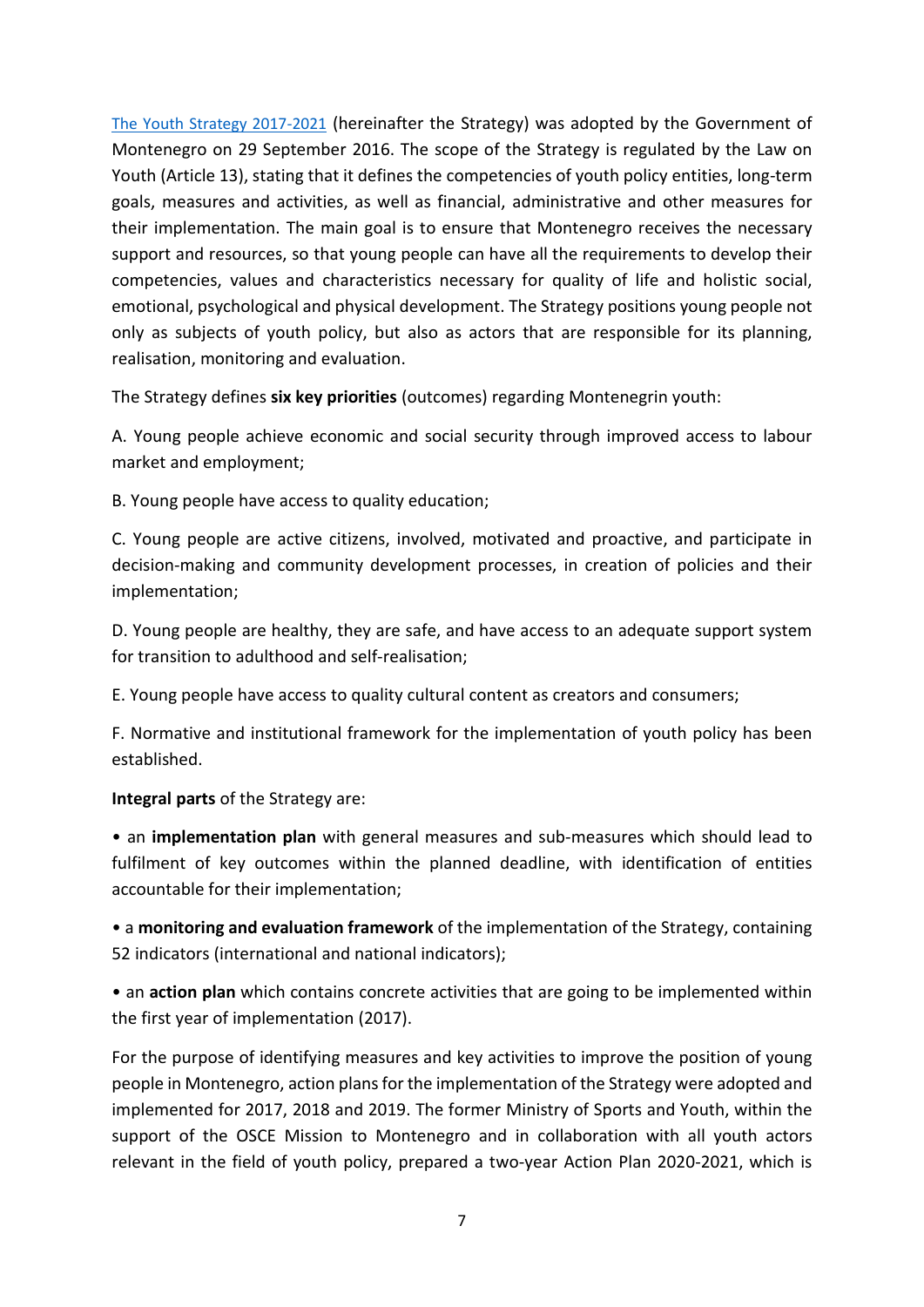[The Youth Strategy 2017-2021](https://) (hereinafter the Strategy) was adopted by the Government of Montenegro on 29 September 2016. The scope of the Strategy is regulated by the Law on Youth (Article 13), stating that it defines the competencies of youth policy entities, long-term goals, measures and activities, as well as financial, administrative and other measures for their implementation. The main goal is to ensure that Montenegro receives the necessary support and resources, so that young people can have all the requirements to develop their competencies, values and characteristics necessary for quality of life and holistic social, emotional, psychological and physical development. The Strategy positions young people not only as subjects of youth policy, but also as actors that are responsible for its planning, realisation, monitoring and evaluation.

The Strategy defines **six key priorities** (outcomes) regarding Montenegrin youth:

A. Young people achieve economic and social security through improved access to labour market and employment;

B. Young people have access to quality education;

C. Young people are active citizens, involved, motivated and proactive, and participate in decision-making and community development processes, in creation of policies and their implementation;

D. Young people are healthy, they are safe, and have access to an adequate support system for transition to adulthood and self-realisation;

E. Young people have access to quality cultural content as creators and consumers;

F. Normative and institutional framework for the implementation of youth policy has been established.

**Integral parts** of the Strategy are:

- an **implementation plan** with general measures and sub-measures which should lead to fulfilment of key outcomes within the planned deadline, with identification of entities accountable for their implementation;
- a **monitoring and evaluation framework** of the implementation of the Strategy, containing 52 indicators (international and national indicators);
- an **action plan** which contains concrete activities that are going to be implemented within the first year of implementation (2017).

For the purpose of identifying measures and key activities to improve the position of young people in Montenegro, action plans for the implementation of the Strategy were adopted and implemented for 2017, 2018 and 2019. The former Ministry of Sports and Youth, within the support of the OSCE Mission to Montenegro and in collaboration with all youth actors relevant in the field of youth policy, prepared a two-year Action Plan 2020-2021, which is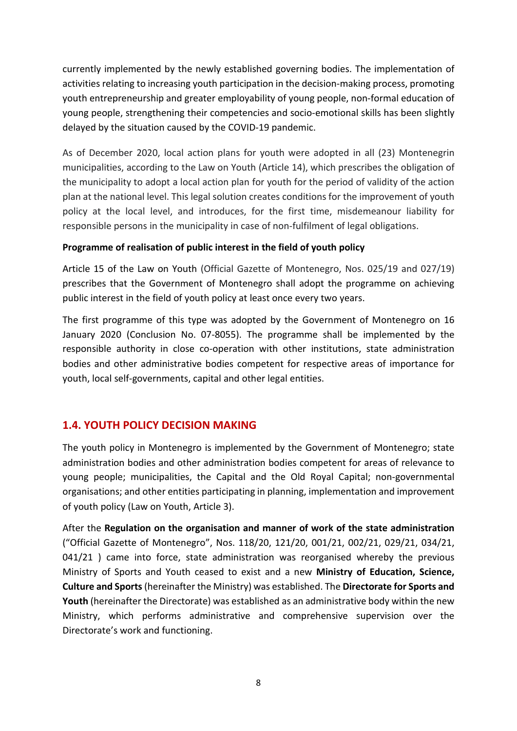currently implemented by the newly established governing bodies. The implementation of activities relating to increasing youth participation in the decision-making process, promoting youth entrepreneurship and greater employability of young people, non-formal education of young people, strengthening their competencies and socio-emotional skills has been slightly delayed by the situation caused by the COVID-19 pandemic.

As of December 2020, local action plans for youth were adopted in all (23) Montenegrin municipalities, according to the Law on Youth (Article 14), which prescribes the obligation of the municipality to adopt a local action plan for youth for the period of validity of the action plan at the national level. This legal solution creates conditions for the improvement of youth policy at the local level, and introduces, for the first time, misdemeanour liability for responsible persons in the municipality in case of non-fulfilment of legal obligations.

**Programme of realisation of public interest in the field of youth policy**

Article 15 of the Law on Youth (Official Gazette of Montenegro, Nos. 025/19 and 027/19) prescribes that the Government of Montenegro shall adopt the programme on achieving public interest in the field of youth policy at least once every two years.

The first programme of this type was adopted by the Government of Montenegro on 16 January 2020 (Conclusion No. 07-8055). The programme shall be implemented by the responsible authority in close co-operation with other institutions, state administration bodies and other administrative bodies competent for respective areas of importance for youth, local self-governments, capital and other legal entities.

## 1.4. YOUTH POLICY DECISION MAKING

The youth policy in Montenegro is implemented by the Government of Montenegro; state administration bodies and other administration bodies competent for areas of relevance to young people; municipalities, the Capital and the Old Royal Capital; non-governmental organisations; and other entities participating in planning, implementation and improvement of youth policy (Law on Youth, Article 3).

After the **Regulation on the organisation and manner of work of the state administration** ("Official Gazette of Montenegro", Nos. 118/20, 121/20, 001/21, 002/21, 029/21, 034/21, 041/21 ) came into force, state administration was reorganised whereby the previous Ministry of Sports and Youth ceased to exist and a new **Ministry of Education, Science, Culture and Sports** (hereinafter the Ministry) was established. The **Directorate for Sports and Youth** (hereinafter the Directorate) was established as an administrative body within the new Ministry, which performs administrative and comprehensive supervision over the Directorate's work and functioning.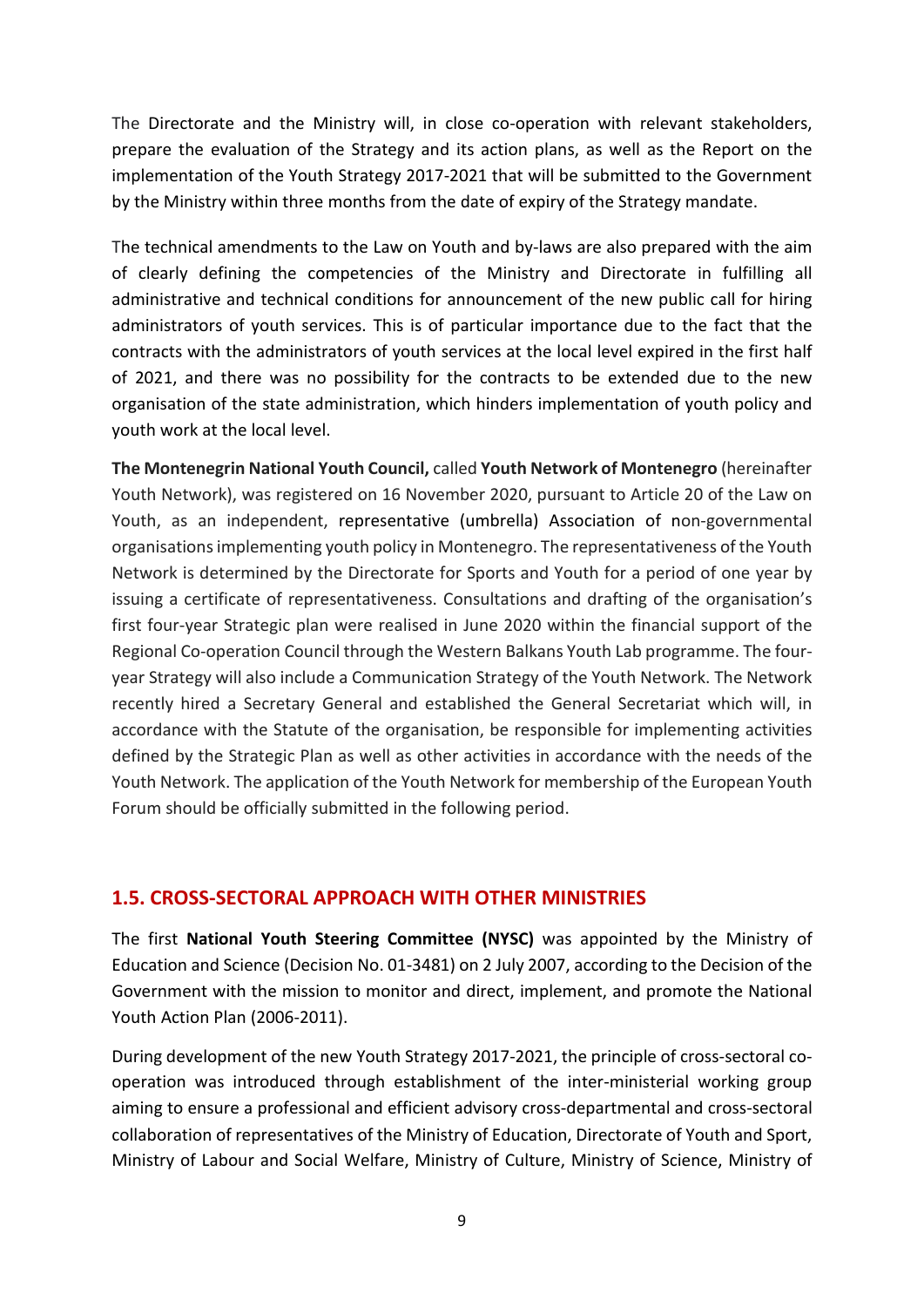The Directorate and the Ministry will, in close co-operation with relevant stakeholders, prepare the evaluation of the Strategy and its action plans, as well as the Report on the implementation of the Youth Strategy 2017-2021 that will be submitted to the Government by the Ministry within three months from the date of expiry of the Strategy mandate.

The technical amendments to the Law on Youth and by-laws are also prepared with the aim of clearly defining the competencies of the Ministry and Directorate in fulfilling all administrative and technical conditions for announcement of the new public call for hiring administrators of youth services. This is of particular importance due to the fact that the contracts with the administrators of youth services at the local level expired in the first half of 2021, and there was no possibility for the contracts to be extended due to the new organisation of the state administration, which hinders implementation of youth policy and youth work at the local level.

**The Montenegrin National Youth Council,** called **Youth Network of Montenegro** (hereinafter Youth Network), was registered on 16 November 2020, pursuant to Article 20 of the Law on Youth, as an independent, representative (umbrella) Association of non-governmental organisations implementing youth policy in Montenegro. The representativeness of the Youth Network is determined by the Directorate for Sports and Youth for a period of one year by issuing a certificate of representativeness. Consultations and drafting of the organisation's first four-year Strategic plan were realised in June 2020 within the financial support of the Regional Co-operation Council through the Western Balkans Youth Lab programme. The four-year Strategy will also include a Communication Strategy of the Youth Network. The Network recently hired a Secretary General and established the General Secretariat which will, in accordance with the Statute of the organisation, be responsible for implementing activities defined by the Strategic Plan as well as other activities in accordance with the needs of the Youth Network. The application of the Youth Network for membership of the European Youth Forum should be officially submitted in the following period.

## 1.5. CROSS-SECTORAL APPROACH WITH OTHER MINISTRIES

The first **National Youth Steering Committee (NYSC)** was appointed by the Ministry of Education and Science (Decision No. 01-3481) on 2 July 2007, according to the Decision of the Government with the mission to monitor and direct, implement, and promote the National Youth Action Plan (2006-2011).

During development of the new Youth Strategy 2017-2021, the principle of cross-sectoral co-operation was introduced through establishment of the inter-ministerial working group aiming to ensure a professional and efficient advisory cross-departmental and cross-sectoral collaboration of representatives of the Ministry of Education, Directorate of Youth and Sport, Ministry of Labour and Social Welfare, Ministry of Culture, Ministry of Science, Ministry of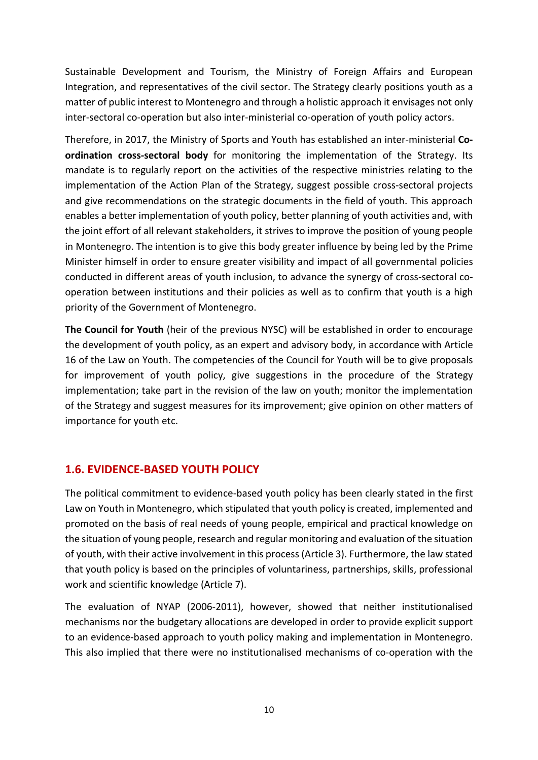Sustainable Development and Tourism, the Ministry of Foreign Affairs and European Integration, and representatives of the civil sector. The Strategy clearly positions youth as a matter of public interest to Montenegro and through a holistic approach it envisages not only inter-sectoral co-operation but also inter-ministerial co-operation of youth policy actors.

Therefore, in 2017, the Ministry of Sports and Youth has established an inter-ministerial **Co-ordination cross-sectoral body** for monitoring the implementation of the Strategy. Its mandate is to regularly report on the activities of the respective ministries relating to the implementation of the Action Plan of the Strategy, suggest possible cross-sectoral projects and give recommendations on the strategic documents in the field of youth. This approach enables a better implementation of youth policy, better planning of youth activities and, with the joint effort of all relevant stakeholders, it strives to improve the position of young people in Montenegro. The intention is to give this body greater influence by being led by the Prime Minister himself in order to ensure greater visibility and impact of all governmental policies conducted in different areas of youth inclusion, to advance the synergy of cross-sectoral co-operation between institutions and their policies as well as to confirm that youth is a high priority of the Government of Montenegro.

**The Council for Youth** (heir of the previous NYSC) will be established in order to encourage the development of youth policy, as an expert and advisory body, in accordance with Article 16 of the Law on Youth. The competencies of the Council for Youth will be to give proposals for improvement of youth policy, give suggestions in the procedure of the Strategy implementation; take part in the revision of the law on youth; monitor the implementation of the Strategy and suggest measures for its improvement; give opinion on other matters of importance for youth etc.

## 1.6. EVIDENCE-BASED YOUTH POLICY

The political commitment to evidence-based youth policy has been clearly stated in the first Law on Youth in Montenegro, which stipulated that youth policy is created, implemented and promoted on the basis of real needs of young people, empirical and practical knowledge on the situation of young people, research and regular monitoring and evaluation of the situation of youth, with their active involvement in this process (Article 3). Furthermore, the law stated that youth policy is based on the principles of voluntariness, partnerships, skills, professional work and scientific knowledge (Article 7).

The evaluation of NYAP (2006-2011), however, showed that neither institutionalised mechanisms nor the budgetary allocations are developed in order to provide explicit support to an evidence-based approach to youth policy making and implementation in Montenegro. This also implied that there were no institutionalised mechanisms of co-operation with the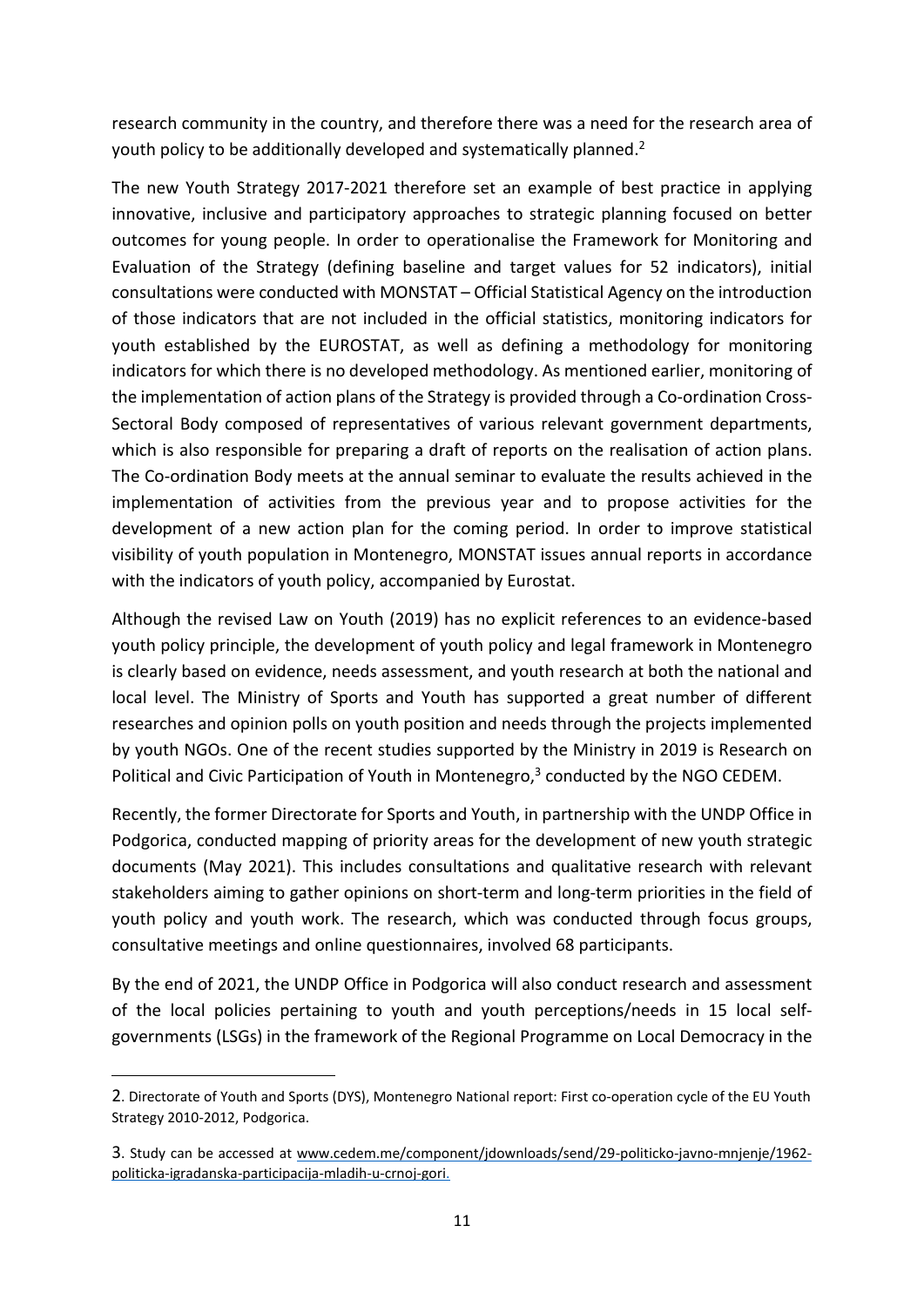research community in the country, and therefore there was a need for the research area of youth policy to be additionally developed and systematically planned.[2]

The new Youth Strategy 2017-2021 therefore set an example of best practice in applying innovative, inclusive and participatory approaches to strategic planning focused on better outcomes for young people. In order to operationalise the Framework for Monitoring and Evaluation of the Strategy (defining baseline and target values for 52 indicators), initial consultations were conducted with MONSTAT – Official Statistical Agency on the introduction of those indicators that are not included in the official statistics, monitoring indicators for youth established by the EUROSTAT, as well as defining a methodology for monitoring indicators for which there is no developed methodology. As mentioned earlier, monitoring of the implementation of action plans of the Strategy is provided through a Co-ordination Cross-Sectoral Body composed of representatives of various relevant government departments, which is also responsible for preparing a draft of reports on the realisation of action plans. The Co-ordination Body meets at the annual seminar to evaluate the results achieved in the implementation of activities from the previous year and to propose activities for the development of a new action plan for the coming period. In order to improve statistical visibility of youth population in Montenegro, MONSTAT issues annual reports in accordance with the indicators of youth policy, accompanied by Eurostat.

Although the revised Law on Youth (2019) has no explicit references to an evidence-based youth policy principle, the development of youth policy and legal framework in Montenegro is clearly based on evidence, needs assessment, and youth research at both the national and local level. The Ministry of Sports and Youth has supported a great number of different researches and opinion polls on youth position and needs through the projects implemented by youth NGOs. One of the recent studies supported by the Ministry in 2019 is Research on Political and Civic Participation of Youth in Montenegro,[3] conducted by the NGO CEDEM.

Recently, the former Directorate for Sports and Youth, in partnership with the UNDP Office in Podgorica, conducted mapping of priority areas for the development of new youth strategic documents (May 2021). This includes consultations and qualitative research with relevant stakeholders aiming to gather opinions on short-term and long-term priorities in the field of youth policy and youth work. The research, which was conducted through focus groups, consultative meetings and online questionnaires, involved 68 participants.

By the end of 2021, the UNDP Office in Podgorica will also conduct research and assessment of the local policies pertaining to youth and youth perceptions/needs in 15 local self-governments (LSGs) in the framework of the Regional Programme on Local Democracy in the

---

2. Directorate of Youth and Sports (DYS), Montenegro National report: First co-operation cycle of the EU Youth Strategy 2010-2012, Podgorica.

3. Study can be accessed at www.cedem.me/component/jdownloads/send/29-politicko-javno-mnjenje/1962-politicka-igradanska-participacija-mladih-u-crnoj-gori.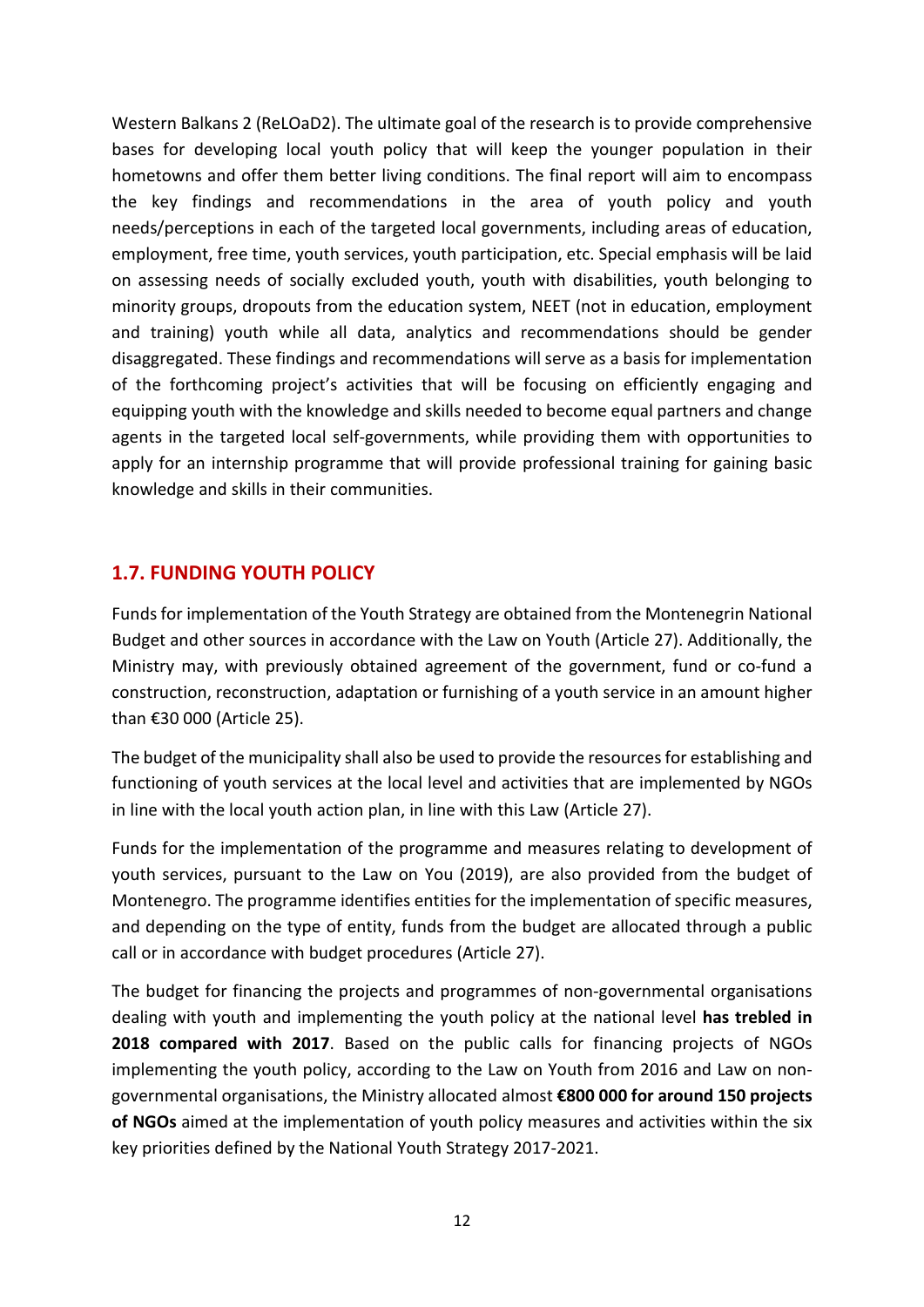Western Balkans 2 (ReLOaD2). The ultimate goal of the research is to provide comprehensive bases for developing local youth policy that will keep the younger population in their hometowns and offer them better living conditions. The final report will aim to encompass the key findings and recommendations in the area of youth policy and youth needs/perceptions in each of the targeted local governments, including areas of education, employment, free time, youth services, youth participation, etc. Special emphasis will be laid on assessing needs of socially excluded youth, youth with disabilities, youth belonging to minority groups, dropouts from the education system, NEET (not in education, employment and training) youth while all data, analytics and recommendations should be gender disaggregated. These findings and recommendations will serve as a basis for implementation of the forthcoming project's activities that will be focusing on efficiently engaging and equipping youth with the knowledge and skills needed to become equal partners and change agents in the targeted local self-governments, while providing them with opportunities to apply for an internship programme that will provide professional training for gaining basic knowledge and skills in their communities.

## 1.7. FUNDING YOUTH POLICY

Funds for implementation of the Youth Strategy are obtained from the Montenegrin National Budget and other sources in accordance with the Law on Youth (Article 27). Additionally, the Ministry may, with previously obtained agreement of the government, fund or co-fund a construction, reconstruction, adaptation or furnishing of a youth service in an amount higher than €30 000 (Article 25).

The budget of the municipality shall also be used to provide the resources for establishing and functioning of youth services at the local level and activities that are implemented by NGOs in line with the local youth action plan, in line with this Law (Article 27).

Funds for the implementation of the programme and measures relating to development of youth services, pursuant to the Law on You (2019), are also provided from the budget of Montenegro. The programme identifies entities for the implementation of specific measures, and depending on the type of entity, funds from the budget are allocated through a public call or in accordance with budget procedures (Article 27).

The budget for financing the projects and programmes of non-governmental organisations dealing with youth and implementing the youth policy at the national level **has trebled in 2018 compared with 2017**. Based on the public calls for financing projects of NGOs implementing the youth policy, according to the Law on Youth from 2016 and Law on non-governmental organisations, the Ministry allocated almost **€800 000 for around 150 projects of NGOs** aimed at the implementation of youth policy measures and activities within the six key priorities defined by the National Youth Strategy 2017-2021.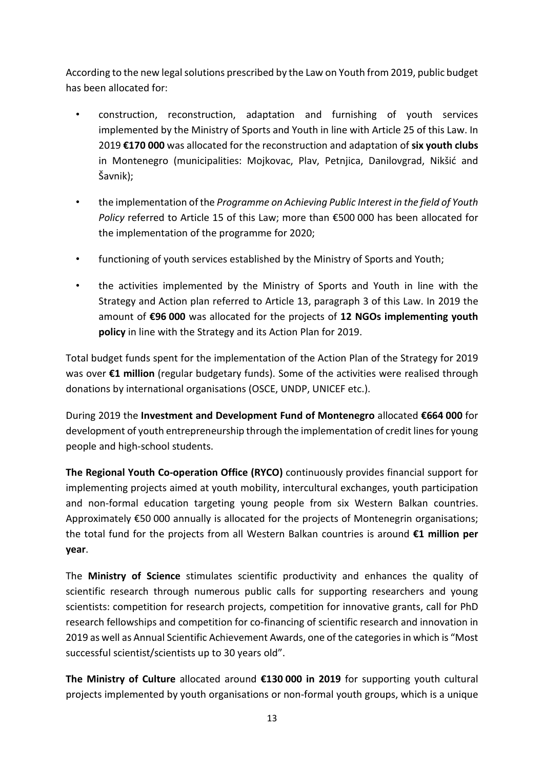According to the new legal solutions prescribed by the Law on Youth from 2019, public budget has been allocated for:

- construction, reconstruction, adaptation and furnishing of youth services implemented by the Ministry of Sports and Youth in line with Article 25 of this Law. In 2019 **€170 000** was allocated for the reconstruction and adaptation of **six youth clubs** in Montenegro (municipalities: Mojkovac, Plav, Petnjica, Danilovgrad, Nikšić and Šavnik);
- the implementation of the *Programme on Achieving Public Interest in the field of Youth Policy* referred to Article 15 of this Law; more than €500 000 has been allocated for the implementation of the programme for 2020;
- functioning of youth services established by the Ministry of Sports and Youth;
- the activities implemented by the Ministry of Sports and Youth in line with the Strategy and Action plan referred to Article 13, paragraph 3 of this Law. In 2019 the amount of **€96 000** was allocated for the projects of **12 NGOs implementing youth policy** in line with the Strategy and its Action Plan for 2019.

Total budget funds spent for the implementation of the Action Plan of the Strategy for 2019 was over **€1 million** (regular budgetary funds). Some of the activities were realised through donations by international organisations (OSCE, UNDP, UNICEF etc.).

During 2019 the **Investment and Development Fund of Montenegro** allocated **€664 000** for development of youth entrepreneurship through the implementation of credit lines for young people and high-school students.

**The Regional Youth Co-operation Office (RYCO)** continuously provides financial support for implementing projects aimed at youth mobility, intercultural exchanges, youth participation and non-formal education targeting young people from six Western Balkan countries. Approximately €50 000 annually is allocated for the projects of Montenegrin organisations; the total fund for the projects from all Western Balkan countries is around **€1 million per year**.

The **Ministry of Science** stimulates scientific productivity and enhances the quality of scientific research through numerous public calls for supporting researchers and young scientists: competition for research projects, competition for innovative grants, call for PhD research fellowships and competition for co-financing of scientific research and innovation in 2019 as well as Annual Scientific Achievement Awards, one of the categories in which is "Most successful scientist/scientists up to 30 years old".

**The Ministry of Culture** allocated around **€130 000 in 2019** for supporting youth cultural projects implemented by youth organisations or non-formal youth groups, which is a unique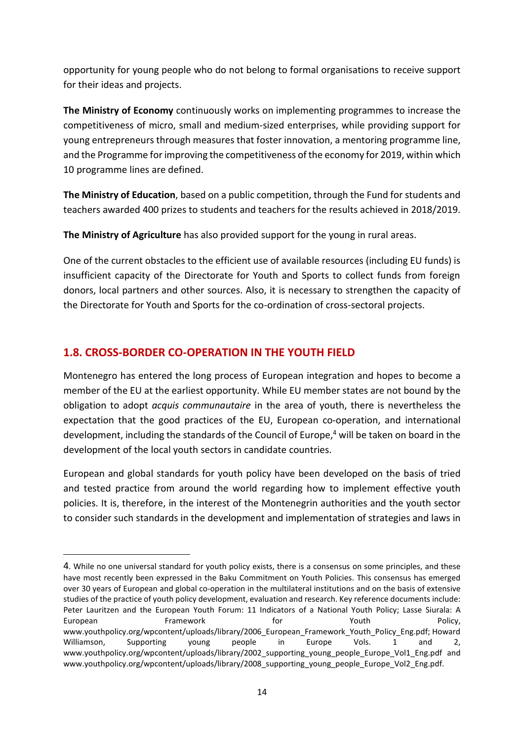opportunity for young people who do not belong to formal organisations to receive support for their ideas and projects.

**The Ministry of Economy** continuously works on implementing programmes to increase the competitiveness of micro, small and medium-sized enterprises, while providing support for young entrepreneurs through measures that foster innovation, a mentoring programme line, and the Programme for improving the competitiveness of the economy for 2019, within which 10 programme lines are defined.

**The Ministry of Education**, based on a public competition, through the Fund for students and teachers awarded 400 prizes to students and teachers for the results achieved in 2018/2019.

**The Ministry of Agriculture** has also provided support for the young in rural areas.

One of the current obstacles to the efficient use of available resources (including EU funds) is insufficient capacity of the Directorate for Youth and Sports to collect funds from foreign donors, local partners and other sources. Also, it is necessary to strengthen the capacity of the Directorate for Youth and Sports for the co-ordination of cross-sectoral projects.

## 1.8. CROSS-BORDER CO-OPERATION IN THE YOUTH FIELD

Montenegro has entered the long process of European integration and hopes to become a member of the EU at the earliest opportunity. While EU member states are not bound by the obligation to adopt *acquis communautaire* in the area of youth, there is nevertheless the expectation that the good practices of the EU, European co-operation, and international development, including the standards of the Council of Europe,[4] will be taken on board in the development of the local youth sectors in candidate countries.

European and global standards for youth policy have been developed on the basis of tried and tested practice from around the world regarding how to implement effective youth policies. It is, therefore, in the interest of the Montenegrin authorities and the youth sector to consider such standards in the development and implementation of strategies and laws in

---

4. While no one universal standard for youth policy exists, there is a consensus on some principles, and these have most recently been expressed in the Baku Commitment on Youth Policies. This consensus has emerged over 30 years of European and global co-operation in the multilateral institutions and on the basis of extensive studies of the practice of youth policy development, evaluation and research. Key reference documents include: Peter Lauritzen and the European Youth Forum: 11 Indicators of a National Youth Policy; Lasse Siurala: A European Framework for Youth Policy, www.youthpolicy.org/wpcontent/uploads/library/2006_European_Framework_Youth_Policy_Eng.pdf; Howard Williamson, Supporting young people in Europe Vols. 1 and 2, www.youthpolicy.org/wpcontent/uploads/library/2002_supporting_young_people_Europe_Vol1_Eng.pdf and www.youthpolicy.org/wpcontent/uploads/library/2008_supporting_young_people_Europe_Vol2_Eng.pdf.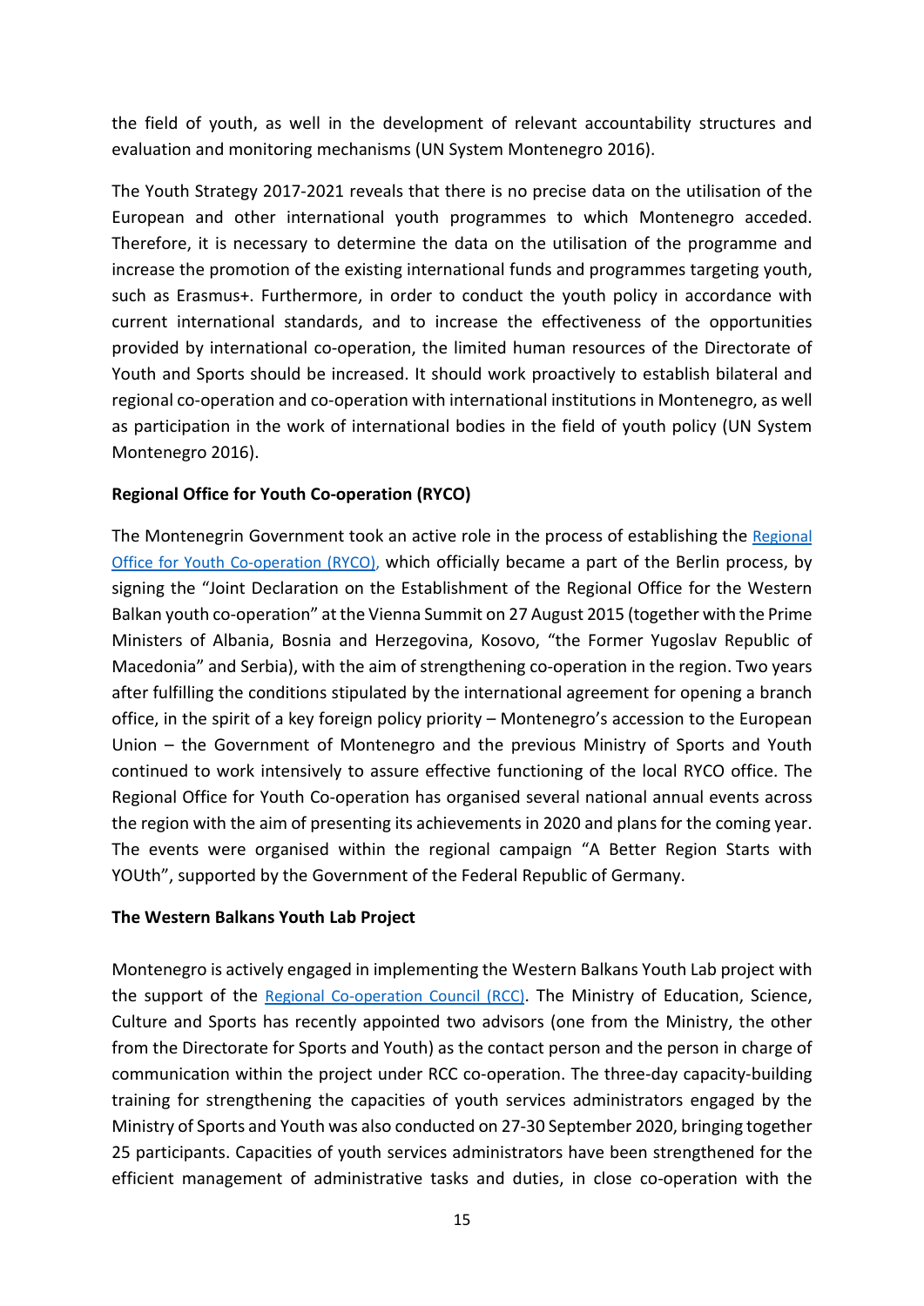the field of youth, as well in the development of relevant accountability structures and evaluation and monitoring mechanisms (UN System Montenegro 2016).

The Youth Strategy 2017-2021 reveals that there is no precise data on the utilisation of the European and other international youth programmes to which Montenegro acceded. Therefore, it is necessary to determine the data on the utilisation of the programme and increase the promotion of the existing international funds and programmes targeting youth, such as Erasmus+. Furthermore, in order to conduct the youth policy in accordance with current international standards, and to increase the effectiveness of the opportunities provided by international co-operation, the limited human resources of the Directorate of Youth and Sports should be increased. It should work proactively to establish bilateral and regional co-operation and co-operation with international institutions in Montenegro, as well as participation in the work of international bodies in the field of youth policy (UN System Montenegro 2016).

**Regional Office for Youth Co-operation (RYCO)**

The Montenegrin Government took an active role in the process of establishing the Regional Office for Youth Co-operation (RYCO), which officially became a part of the Berlin process, by signing the "Joint Declaration on the Establishment of the Regional Office for the Western Balkan youth co-operation" at the Vienna Summit on 27 August 2015 (together with the Prime Ministers of Albania, Bosnia and Herzegovina, Kosovo, "the Former Yugoslav Republic of Macedonia" and Serbia), with the aim of strengthening co-operation in the region. Two years after fulfilling the conditions stipulated by the international agreement for opening a branch office, in the spirit of a key foreign policy priority – Montenegro's accession to the European Union – the Government of Montenegro and the previous Ministry of Sports and Youth continued to work intensively to assure effective functioning of the local RYCO office. The Regional Office for Youth Co-operation has organised several national annual events across the region with the aim of presenting its achievements in 2020 and plans for the coming year. The events were organised within the regional campaign "A Better Region Starts with YOUth", supported by the Government of the Federal Republic of Germany.

**The Western Balkans Youth Lab Project**

Montenegro is actively engaged in implementing the Western Balkans Youth Lab project with the support of the Regional Co-operation Council (RCC). The Ministry of Education, Science, Culture and Sports has recently appointed two advisors (one from the Ministry, the other from the Directorate for Sports and Youth) as the contact person and the person in charge of communication within the project under RCC co-operation. The three-day capacity-building training for strengthening the capacities of youth services administrators engaged by the Ministry of Sports and Youth was also conducted on 27-30 September 2020, bringing together 25 participants. Capacities of youth services administrators have been strengthened for the efficient management of administrative tasks and duties, in close co-operation with the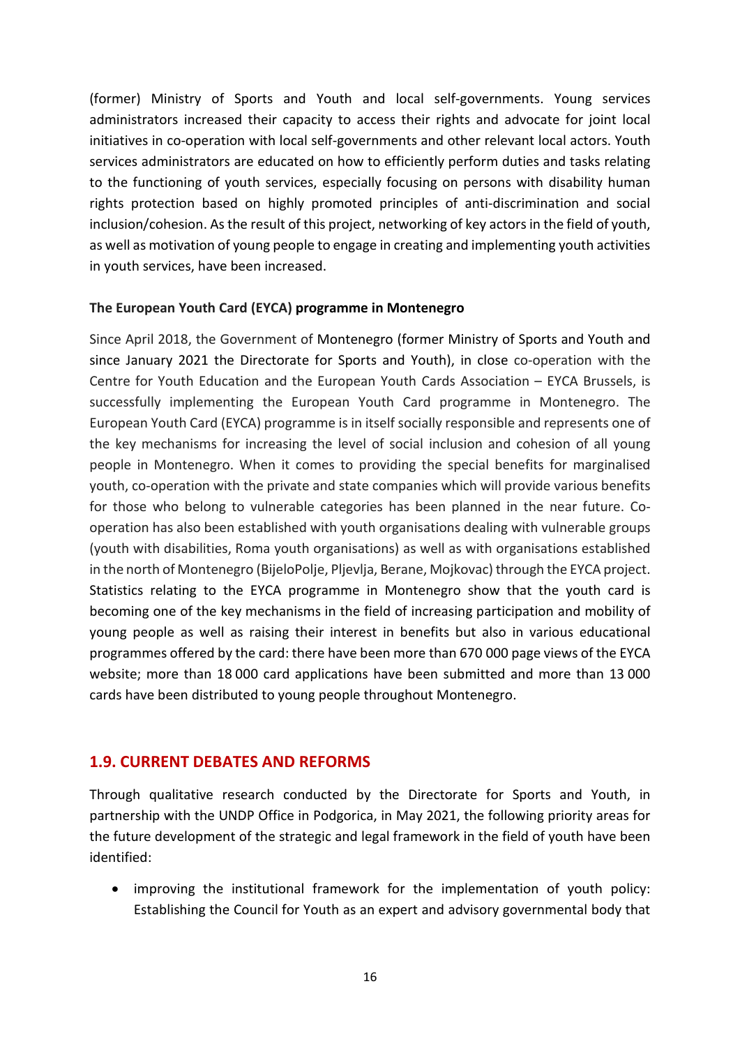(former) Ministry of Sports and Youth and local self-governments. Young services administrators increased their capacity to access their rights and advocate for joint local initiatives in co-operation with local self-governments and other relevant local actors. Youth services administrators are educated on how to efficiently perform duties and tasks relating to the functioning of youth services, especially focusing on persons with disability human rights protection based on highly promoted principles of anti-discrimination and social inclusion/cohesion. As the result of this project, networking of key actors in the field of youth, as well as motivation of young people to engage in creating and implementing youth activities in youth services, have been increased.

**The European Youth Card (EYCA) programme in Montenegro**

Since April 2018, the Government of Montenegro (former Ministry of Sports and Youth and since January 2021 the Directorate for Sports and Youth), in close co-operation with the Centre for Youth Education and the European Youth Cards Association – EYCA Brussels, is successfully implementing the European Youth Card programme in Montenegro. The European Youth Card (EYCA) programme is in itself socially responsible and represents one of the key mechanisms for increasing the level of social inclusion and cohesion of all young people in Montenegro. When it comes to providing the special benefits for marginalised youth, co-operation with the private and state companies which will provide various benefits for those who belong to vulnerable categories has been planned in the near future. Co-operation has also been established with youth organisations dealing with vulnerable groups (youth with disabilities, Roma youth organisations) as well as with organisations established in the north of Montenegro (BijeloPolje, Pljevlja, Berane, Mojkovac) through the EYCA project. Statistics relating to the EYCA programme in Montenegro show that the youth card is becoming one of the key mechanisms in the field of increasing participation and mobility of young people as well as raising their interest in benefits but also in various educational programmes offered by the card: there have been more than 670 000 page views of the EYCA website; more than 18 000 card applications have been submitted and more than 13 000 cards have been distributed to young people throughout Montenegro.

## 1.9. CURRENT DEBATES AND REFORMS

Through qualitative research conducted by the Directorate for Sports and Youth, in partnership with the UNDP Office in Podgorica, in May 2021, the following priority areas for the future development of the strategic and legal framework in the field of youth have been identified:

- improving the institutional framework for the implementation of youth policy: Establishing the Council for Youth as an expert and advisory governmental body that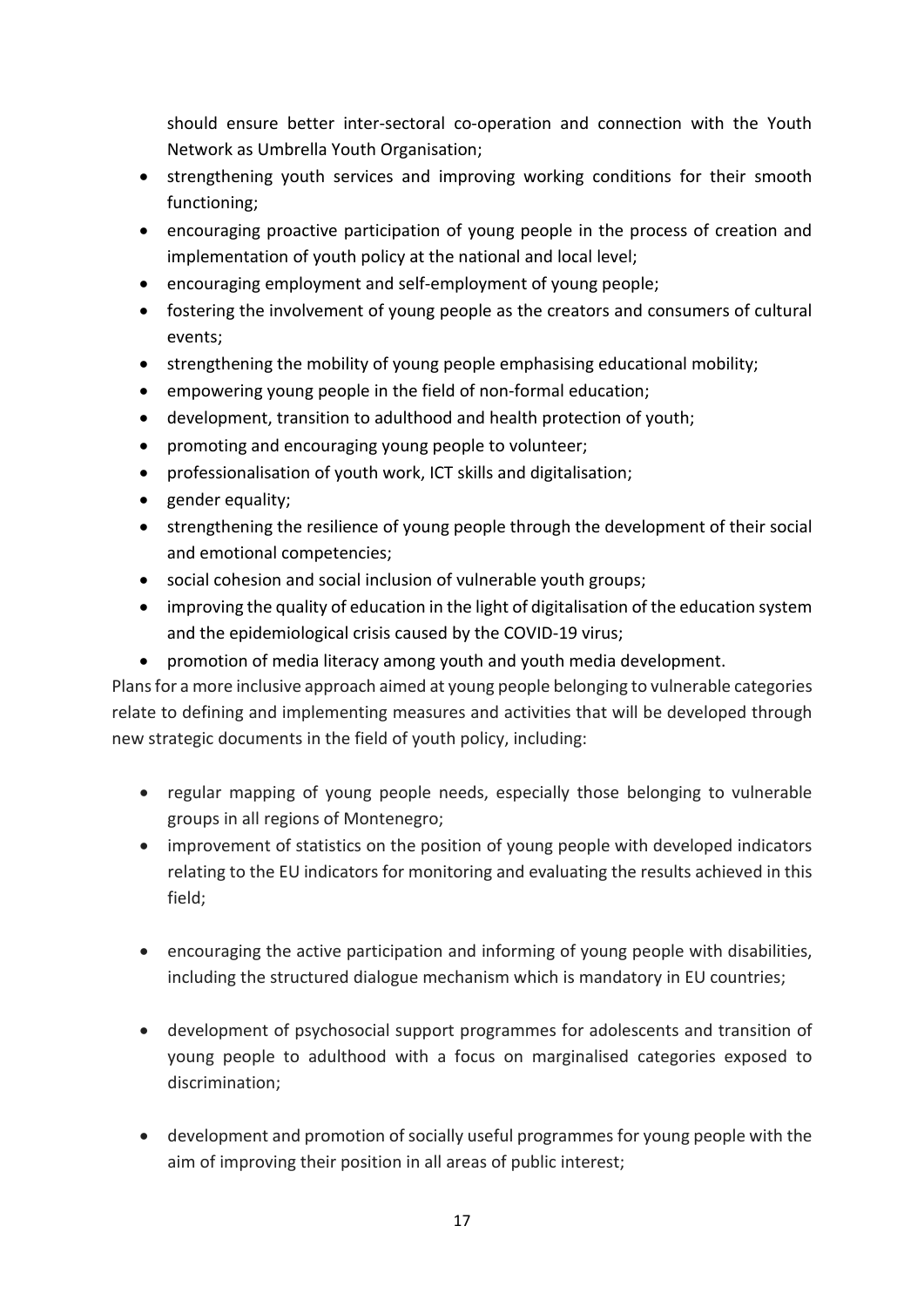should ensure better inter-sectoral co-operation and connection with the Youth Network as Umbrella Youth Organisation;

- strengthening youth services and improving working conditions for their smooth functioning;
- encouraging proactive participation of young people in the process of creation and implementation of youth policy at the national and local level;
- encouraging employment and self-employment of young people;
- fostering the involvement of young people as the creators and consumers of cultural events;
- strengthening the mobility of young people emphasising educational mobility;
- empowering young people in the field of non-formal education;
- development, transition to adulthood and health protection of youth;
- promoting and encouraging young people to volunteer;
- professionalisation of youth work, ICT skills and digitalisation;
- gender equality;
- strengthening the resilience of young people through the development of their social and emotional competencies;
- social cohesion and social inclusion of vulnerable youth groups;
- improving the quality of education in the light of digitalisation of the education system and the epidemiological crisis caused by the COVID-19 virus;
- promotion of media literacy among youth and youth media development.

Plans for a more inclusive approach aimed at young people belonging to vulnerable categories relate to defining and implementing measures and activities that will be developed through new strategic documents in the field of youth policy, including:

- regular mapping of young people needs, especially those belonging to vulnerable groups in all regions of Montenegro;
- improvement of statistics on the position of young people with developed indicators relating to the EU indicators for monitoring and evaluating the results achieved in this field;
- encouraging the active participation and informing of young people with disabilities, including the structured dialogue mechanism which is mandatory in EU countries;
- development of psychosocial support programmes for adolescents and transition of young people to adulthood with a focus on marginalised categories exposed to discrimination;
- development and promotion of socially useful programmes for young people with the aim of improving their position in all areas of public interest;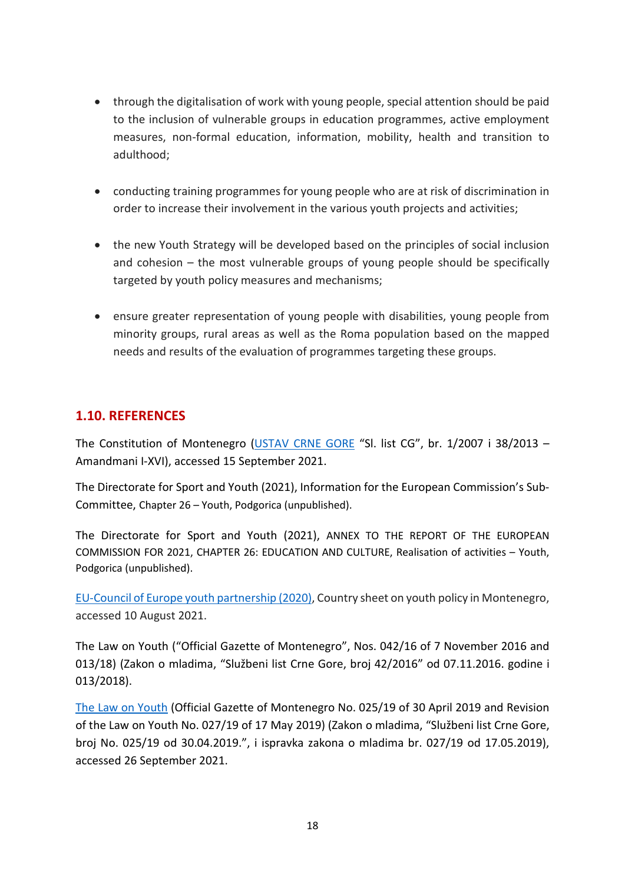- through the digitalisation of work with young people, special attention should be paid to the inclusion of vulnerable groups in education programmes, active employment measures, non-formal education, information, mobility, health and transition to adulthood;

- conducting training programmes for young people who are at risk of discrimination in order to increase their involvement in the various youth projects and activities;

- the new Youth Strategy will be developed based on the principles of social inclusion and cohesion – the most vulnerable groups of young people should be specifically targeted by youth policy measures and mechanisms;

- ensure greater representation of young people with disabilities, young people from minority groups, rural areas as well as the Roma population based on the mapped needs and results of the evaluation of programmes targeting these groups.

## 1.10. REFERENCES

The Constitution of Montenegro (USTAV CRNE GORE "Sl. list CG", br. 1/2007 i 38/2013 – Amandmani I-XVI), accessed 15 September 2021.

The Directorate for Sport and Youth (2021), Information for the European Commission's Sub-Committee, Chapter 26 – Youth, Podgorica (unpublished).

The Directorate for Sport and Youth (2021), ANNEX TO THE REPORT OF THE EUROPEAN COMMISSION FOR 2021, CHAPTER 26: EDUCATION AND CULTURE, Realisation of activities – Youth, Podgorica (unpublished).

EU-Council of Europe youth partnership (2020), Country sheet on youth policy in Montenegro, accessed 10 August 2021.

The Law on Youth ("Official Gazette of Montenegro", Nos. 042/16 of 7 November 2016 and 013/18) (Zakon o mladima, "Službeni list Crne Gore, broj 42/2016" od 07.11.2016. godine i 013/2018).

The Law on Youth (Official Gazette of Montenegro No. 025/19 of 30 April 2019 and Revision of the Law on Youth No. 027/19 of 17 May 2019) (Zakon o mladima, "Službeni list Crne Gore, broj No. 025/19 od 30.04.2019.", i ispravka zakona o mladima br. 027/19 od 17.05.2019), accessed 26 September 2021.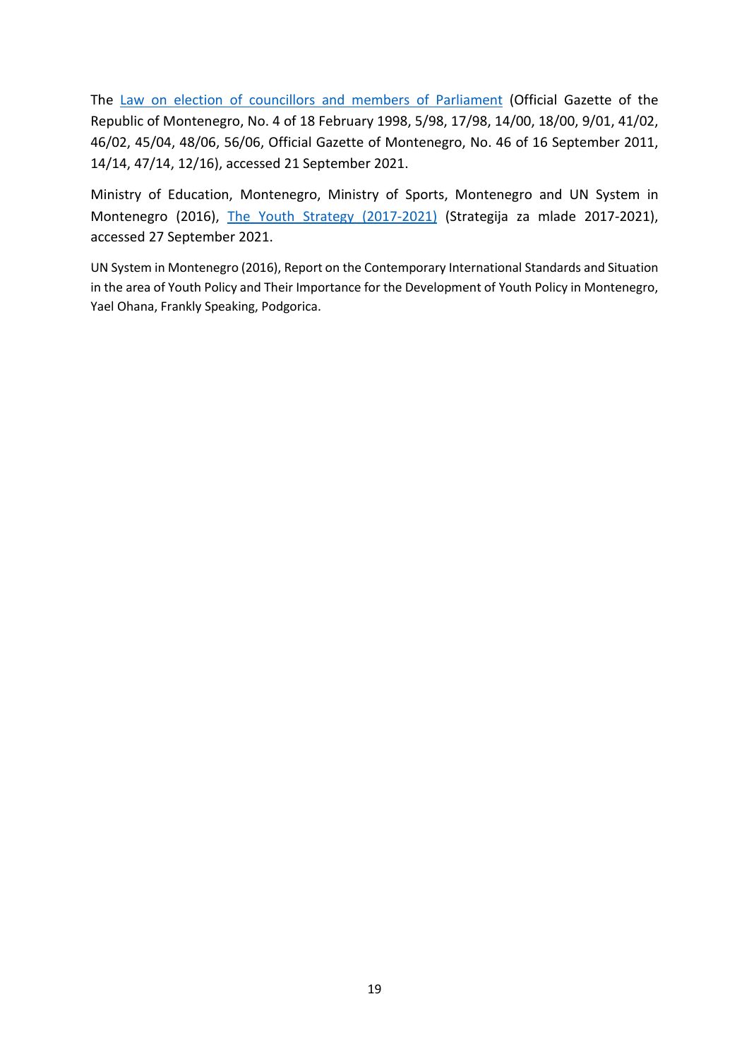The Law on election of councillors and members of Parliament (Official Gazette of the Republic of Montenegro, No. 4 of 18 February 1998, 5/98, 17/98, 14/00, 18/00, 9/01, 41/02, 46/02, 45/04, 48/06, 56/06, Official Gazette of Montenegro, No. 46 of 16 September 2011, 14/14, 47/14, 12/16), accessed 21 September 2021.

Ministry of Education, Montenegro, Ministry of Sports, Montenegro and UN System in Montenegro (2016), The Youth Strategy (2017-2021) (Strategija za mlade 2017-2021), accessed 27 September 2021.

UN System in Montenegro (2016), Report on the Contemporary International Standards and Situation in the area of Youth Policy and Their Importance for the Development of Youth Policy in Montenegro, Yael Ohana, Frankly Speaking, Podgorica.